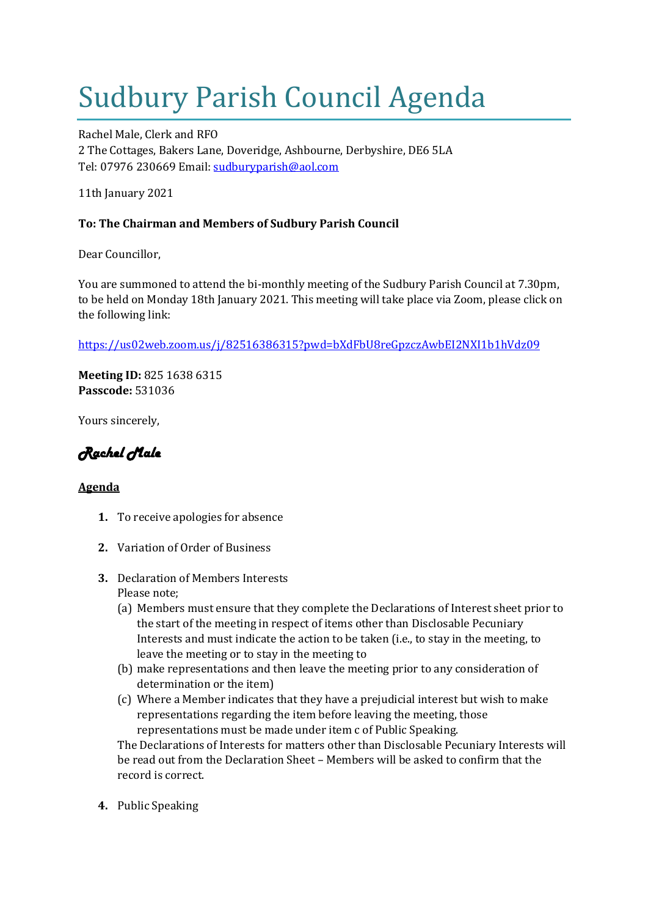# Sudbury Parish Council Agenda

Rachel Male, Clerk and RFO
2 The Cottages, Bakers Lane, Doveridge, Ashbourne, Derbyshire, DE6 5LA
Tel: 07976 230669 Email: sudburyparish@aol.com

11th January 2021

**To: The Chairman and Members of Sudbury Parish Council**

Dear Councillor,

You are summoned to attend the bi-monthly meeting of the Sudbury Parish Council at 7.30pm, to be held on Monday 18th January 2021. This meeting will take place via Zoom, please click on the following link:

https://us02web.zoom.us/j/82516386315?pwd=bXdFbU8reGpzczAwbEI2NXI1b1hVdz09

**Meeting ID:** 825 1638 6315
**Passcode:** 531036

Yours sincerely,

*Rachel Male*

**Agenda**

1. To receive apologies for absence

2. Variation of Order of Business

3. Declaration of Members Interests
   Please note;
   (a) Members must ensure that they complete the Declarations of Interest sheet prior to the start of the meeting in respect of items other than Disclosable Pecuniary Interests and must indicate the action to be taken (i.e., to stay in the meeting, to leave the meeting or to stay in the meeting to
   (b) make representations and then leave the meeting prior to any consideration of determination or the item)
   (c) Where a Member indicates that they have a prejudicial interest but wish to make representations regarding the item before leaving the meeting, those representations must be made under item c of Public Speaking.
   The Declarations of Interests for matters other than Disclosable Pecuniary Interests will be read out from the Declaration Sheet – Members will be asked to confirm that the record is correct.

4. Public Speaking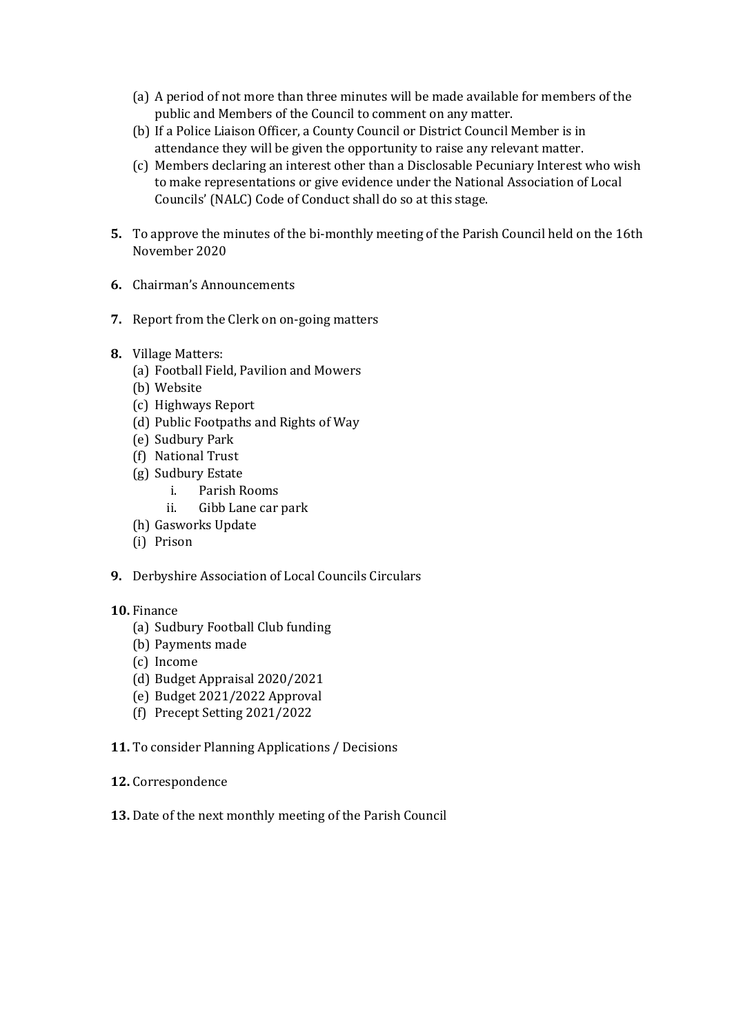(a) A period of not more than three minutes will be made available for members of the public and Members of the Council to comment on any matter.
(b) If a Police Liaison Officer, a County Council or District Council Member is in attendance they will be given the opportunity to raise any relevant matter.
(c) Members declaring an interest other than a Disclosable Pecuniary Interest who wish to make representations or give evidence under the National Association of Local Councils' (NALC) Code of Conduct shall do so at this stage.

**5.** To approve the minutes of the bi-monthly meeting of the Parish Council held on the 16th November 2020

**6.** Chairman's Announcements

**7.** Report from the Clerk on on-going matters

**8.** Village Matters:
- (a) Football Field, Pavilion and Mowers
- (b) Website
- (c) Highways Report
- (d) Public Footpaths and Rights of Way
- (e) Sudbury Park
- (f) National Trust
- (g) Sudbury Estate
  - i. Parish Rooms
  - ii. Gibb Lane car park
- (h) Gasworks Update
- (i) Prison

**9.** Derbyshire Association of Local Councils Circulars

**10.** Finance
- (a) Sudbury Football Club funding
- (b) Payments made
- (c) Income
- (d) Budget Appraisal 2020/2021
- (e) Budget 2021/2022 Approval
- (f) Precept Setting 2021/2022

**11.** To consider Planning Applications / Decisions

**12.** Correspondence

**13.** Date of the next monthly meeting of the Parish Council